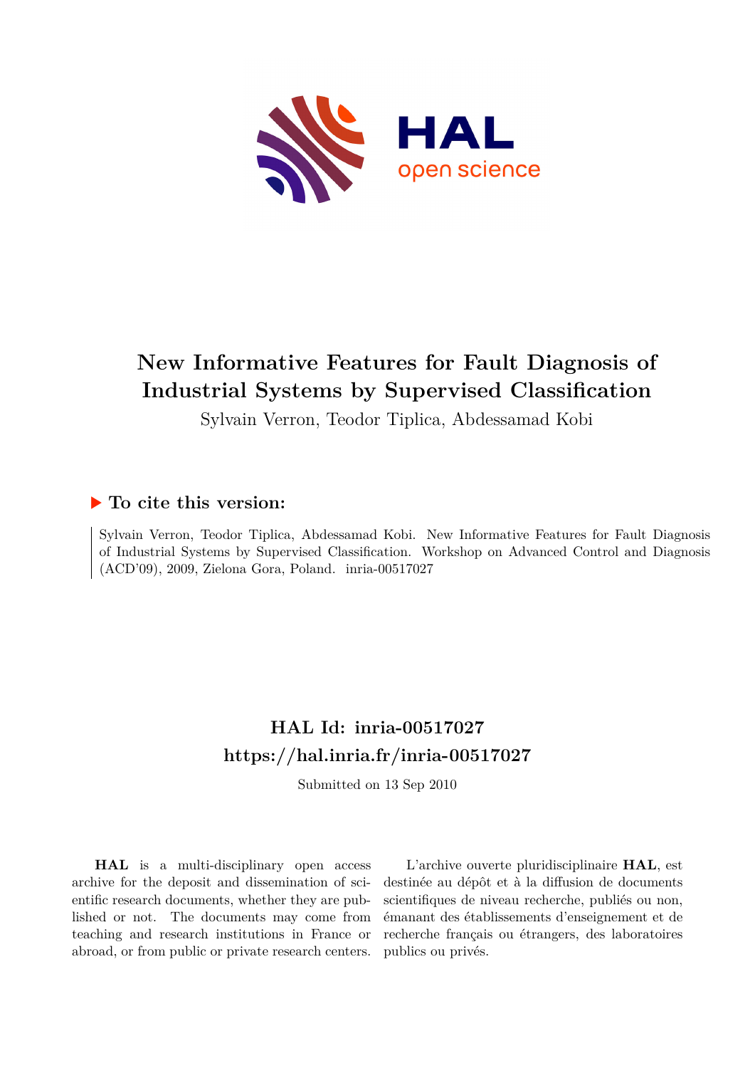# New Informative Features for Fault Diagnosis of Industrial Systems by Supervised Classification

Sylvain Verron, Teodor Tiplica, Abdessamad Kobi

## ▶ To cite this version:

Sylvain Verron, Teodor Tiplica, Abdessamad Kobi. New Informative Features for Fault Diagnosis of Industrial Systems by Supervised Classification. Workshop on Advanced Control and Diagnosis (ACD'09), 2009, Zielona Gora, Poland. inria-00517027

## HAL Id: inria-00517027
## https://hal.inria.fr/inria-00517027

Submitted on 13 Sep 2010

**HAL** is a multi-disciplinary open access archive for the deposit and dissemination of scientific research documents, whether they are published or not. The documents may come from teaching and research institutions in France or abroad, or from public or private research centers.

L'archive ouverte pluridisciplinaire **HAL**, est destinée au dépôt et à la diffusion de documents scientifiques de niveau recherche, publiés ou non, émanant des établissements d'enseignement et de recherche français ou étrangers, des laboratoires publics ou privés.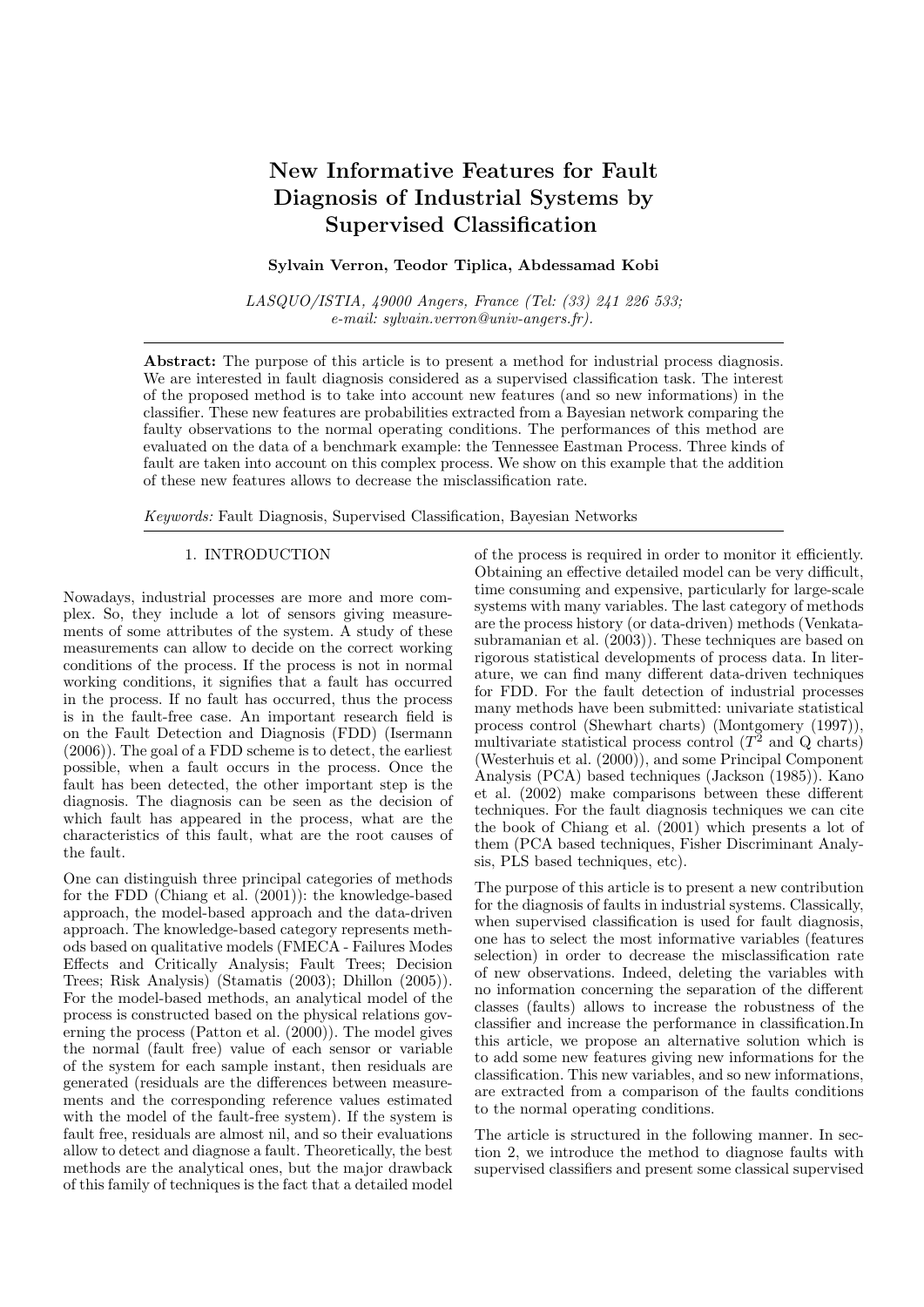# New Informative Features for Fault Diagnosis of Industrial Systems by Supervised Classification

**Sylvain Verron, Teodor Tiplica, Abdessamad Kobi**

*LASQUO/ISTIA, 49000 Angers, France (Tel: (33) 241 226 533; e-mail: sylvain.verron@univ-angers.fr).*

**Abstract:** The purpose of this article is to present a method for industrial process diagnosis. We are interested in fault diagnosis considered as a supervised classification task. The interest of the proposed method is to take into account new features (and so new informations) in the classifier. These new features are probabilities extracted from a Bayesian network comparing the faulty observations to the normal operating conditions. The performances of this method are evaluated on the data of a benchmark example: the Tennessee Eastman Process. Three kinds of fault are taken into account on this complex process. We show on this example that the addition of these new features allows to decrease the misclassification rate.

*Keywords:* Fault Diagnosis, Supervised Classification, Bayesian Networks

## 1. INTRODUCTION

Nowadays, industrial processes are more and more complex. So, they include a lot of sensors giving measurements of some attributes of the system. A study of these measurements can allow to decide on the correct working conditions of the process. If the process is not in normal working conditions, it signifies that a fault has occurred in the process. If no fault has occurred, thus the process is in the fault-free case. An important research field is on the Fault Detection and Diagnosis (FDD) (Isermann (2006)). The goal of a FDD scheme is to detect, the earliest possible, when a fault occurs in the process. Once the fault has been detected, the other important step is the diagnosis. The diagnosis can be seen as the decision of which fault has appeared in the process, what are the characteristics of this fault, what are the root causes of the fault.

One can distinguish three principal categories of methods for the FDD (Chiang et al. (2001)): the knowledge-based approach, the model-based approach and the data-driven approach. The knowledge-based category represents methods based on qualitative models (FMECA - Failures Modes Effects and Critically Analysis; Fault Trees; Decision Trees; Risk Analysis) (Stamatis (2003); Dhillon (2005)). For the model-based methods, an analytical model of the process is constructed based on the physical relations governing the process (Patton et al. (2000)). The model gives the normal (fault free) value of each sensor or variable of the system for each sample instant, then residuals are generated (residuals are the differences between measurements and the corresponding reference values estimated with the model of the fault-free system). If the system is fault free, residuals are almost nil, and so their evaluations allow to detect and diagnose a fault. Theoretically, the best methods are the analytical ones, but the major drawback of this family of techniques is the fact that a detailed model of the process is required in order to monitor it efficiently. Obtaining an effective detailed model can be very difficult, time consuming and expensive, particularly for large-scale systems with many variables. The last category of methods are the process history (or data-driven) methods (Venkatasubramanian et al. (2003)). These techniques are based on rigorous statistical developments of process data. In literature, we can find many different data-driven techniques for FDD. For the fault detection of industrial processes many methods have been submitted: univariate statistical process control (Shewhart charts) (Montgomery (1997)), multivariate statistical process control ($T^2$ and Q charts) (Westerhuis et al. (2000)), and some Principal Component Analysis (PCA) based techniques (Jackson (1985)). Kano et al. (2002) make comparisons between these different techniques. For the fault diagnosis techniques we can cite the book of Chiang et al. (2001) which presents a lot of them (PCA based techniques, Fisher Discriminant Analysis, PLS based techniques, etc).

The purpose of this article is to present a new contribution for the diagnosis of faults in industrial systems. Classically, when supervised classification is used for fault diagnosis, one has to select the most informative variables (features selection) in order to decrease the misclassification rate of new observations. Indeed, deleting the variables with no information concerning the separation of the different classes (faults) allows to increase the robustness of the classifier and increase the performance in classification.In this article, we propose an alternative solution which is to add some new features giving new informations for the classification. This new variables, and so new informations, are extracted from a comparison of the faults conditions to the normal operating conditions.

The article is structured in the following manner. In section 2, we introduce the method to diagnose faults with supervised classifiers and present some classical supervised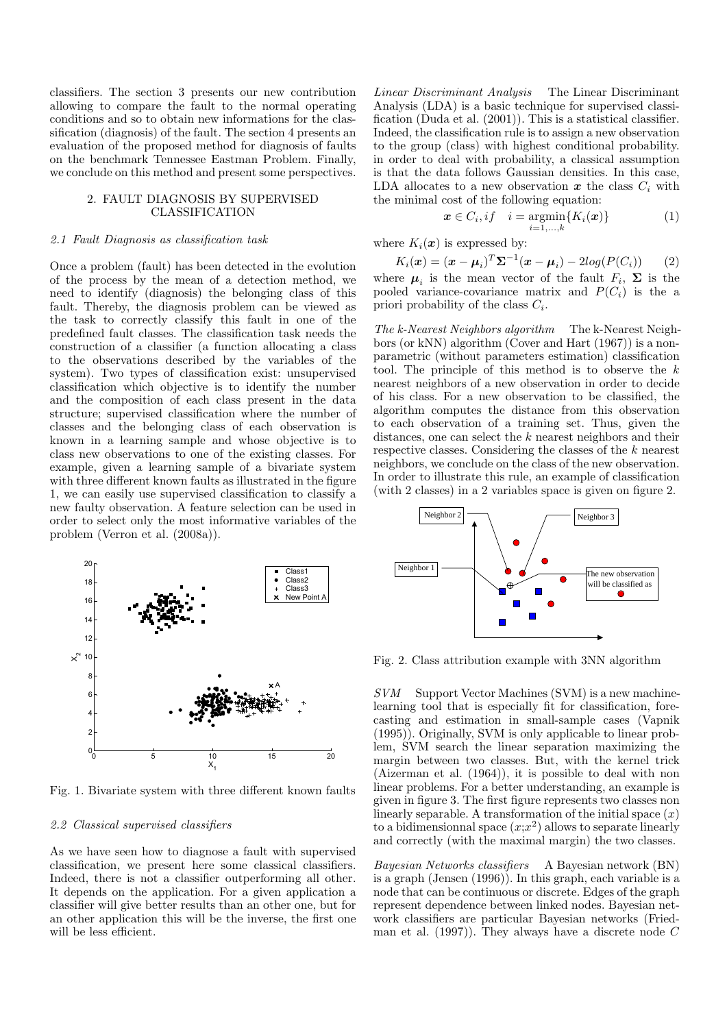classifiers. The section 3 presents our new contribution allowing to compare the fault to the normal operating conditions and so to obtain new informations for the classification (diagnosis) of the fault. The section 4 presents an evaluation of the proposed method for diagnosis of faults on the benchmark Tennessee Eastman Problem. Finally, we conclude on this method and present some perspectives.

## 2. FAULT DIAGNOSIS BY SUPERVISED CLASSIFICATION

### *2.1 Fault Diagnosis as classification task*

Once a problem (fault) has been detected in the evolution of the process by the mean of a detection method, we need to identify (diagnosis) the belonging class of this fault. Thereby, the diagnosis problem can be viewed as the task to correctly classify this fault in one of the predefined fault classes. The classification task needs the construction of a classifier (a function allocating a class to the observations described by the variables of the system). Two types of classification exist: unsupervised classification which objective is to identify the number and the composition of each class present in the data structure; supervised classification where the number of classes and the belonging class of each observation is known in a learning sample and whose objective is to class new observations to one of the existing classes. For example, given a learning sample of a bivariate system with three different known faults as illustrated in the figure 1, we can easily use supervised classification to classify a new faulty observation. A feature selection can be used in order to select only the most informative variables of the problem (Verron et al. (2008a)).

Fig. 1. Bivariate system with three different known faults

### *2.2 Classical supervised classifiers*

As we have seen how to diagnose a fault with supervised classification, we present here some classical classifiers. Indeed, there is not a classifier outperforming all other. It depends on the application. For a given application a classifier will give better results than an other one, but for an other application this will be the inverse, the first one will be less efficient.

*Linear Discriminant Analysis* The Linear Discriminant Analysis (LDA) is a basic technique for supervised classification (Duda et al. (2001)). This is a statistical classifier. Indeed, the classification rule is to assign a new observation to the group (class) with highest conditional probability. in order to deal with probability, a classical assumption is that the data follows Gaussian densities. In this case, LDA allocates to a new observation $\boldsymbol{x}$ the class $C_i$ with the minimal cost of the following equation:

$$\boldsymbol{x} \in C_i, if \quad i = \underset{i=1,\ldots,k}{\operatorname{argmin}}\{K_i(\boldsymbol{x})\} \tag{1}$$

where $K_i(\boldsymbol{x})$ is expressed by:

$$K_i(\boldsymbol{x}) = (\boldsymbol{x} - \boldsymbol{\mu}_i)^T \boldsymbol{\Sigma}^{-1} (\boldsymbol{x} - \boldsymbol{\mu}_i) - 2log(P(C_i)) \tag{2}$$

where $\boldsymbol{\mu}_i$ is the mean vector of the fault $F_i$, $\boldsymbol{\Sigma}$ is the pooled variance-covariance matrix and $P(C_i)$ is the a priori probability of the class $C_i$.

*The k-Nearest Neighbors algorithm* The k-Nearest Neighbors (or kNN) algorithm (Cover and Hart (1967)) is a non-parametric (without parameters estimation) classification tool. The principle of this method is to observe the $k$ nearest neighbors of a new observation in order to decide of his class. For a new observation to be classified, the algorithm computes the distance from this observation to each observation of a training set. Thus, given the distances, one can select the $k$ nearest neighbors and their respective classes. Considering the classes of the $k$ nearest neighbors, we conclude on the class of the new observation. In order to illustrate this rule, an example of classification (with 2 classes) in a 2 variables space is given on figure 2.

Fig. 2. Class attribution example with 3NN algorithm

*SVM* Support Vector Machines (SVM) is a new machine-learning tool that is especially fit for classification, forecasting and estimation in small-sample cases (Vapnik (1995)). Originally, SVM is only applicable to linear problem, SVM search the linear separation maximizing the margin between two classes. But, with the kernel trick (Aizerman et al. (1964)), it is possible to deal with non linear problems. For a better understanding, an example is given in figure 3. The first figure represents two classes non linearly separable. A transformation of the initial space $(x)$ to a bidimensionnal space $(x;x^2)$ allows to separate linearly and correctly (with the maximal margin) the two classes.

*Bayesian Networks classifiers* A Bayesian network (BN) is a graph (Jensen (1996)). In this graph, each variable is a node that can be continuous or discrete. Edges of the graph represent dependence between linked nodes. Bayesian network classifiers are particular Bayesian networks (Friedman et al. (1997)). They always have a discrete node $C$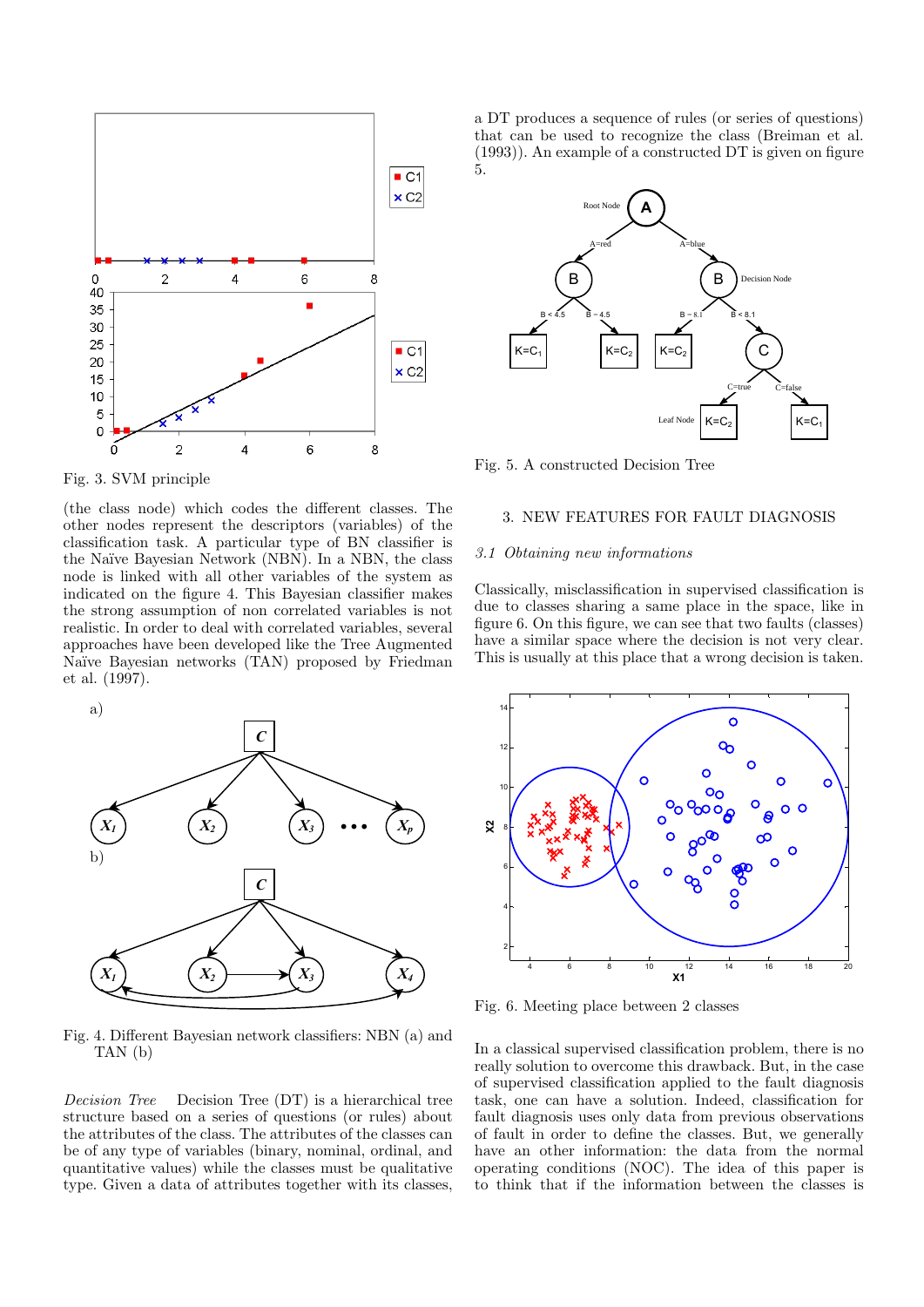Fig. 3. SVM principle

(the class node) which codes the different classes. The other nodes represent the descriptors (variables) of the classification task. A particular type of BN classifier is the Naïve Bayesian Network (NBN). In a NBN, the class node is linked with all other variables of the system as indicated on the figure 4. This Bayesian classifier makes the strong assumption of non correlated variables is not realistic. In order to deal with correlated variables, several approaches have been developed like the Tree Augmented Naïve Bayesian networks (TAN) proposed by Friedman et al. (1997).

Fig. 4. Different Bayesian network classifiers: NBN (a) and TAN (b)

*Decision Tree* Decision Tree (DT) is a hierarchical tree structure based on a series of questions (or rules) about the attributes of the class. The attributes of the classes can be of any type of variables (binary, nominal, ordinal, and quantitative values) while the classes must be qualitative type. Given a data of attributes together with its classes, a DT produces a sequence of rules (or series of questions) that can be used to recognize the class (Breiman et al. (1993)). An example of a constructed DT is given on figure 5.

Fig. 5. A constructed Decision Tree

## 3. NEW FEATURES FOR FAULT DIAGNOSIS

### 3.1 *Obtaining new informations*

Classically, misclassification in supervised classification is due to classes sharing a same place in the space, like in figure 6. On this figure, we can see that two faults (classes) have a similar space where the decision is not very clear. This is usually at this place that a wrong decision is taken.

Fig. 6. Meeting place between 2 classes

In a classical supervised classification problem, there is no really solution to overcome this drawback. But, in the case of supervised classification applied to the fault diagnosis task, one can have a solution. Indeed, classification for fault diagnosis uses only data from previous observations of fault in order to define the classes. But, we generally have an other information: the data from the normal operating conditions (NOC). The idea of this paper is to think that if the information between the classes is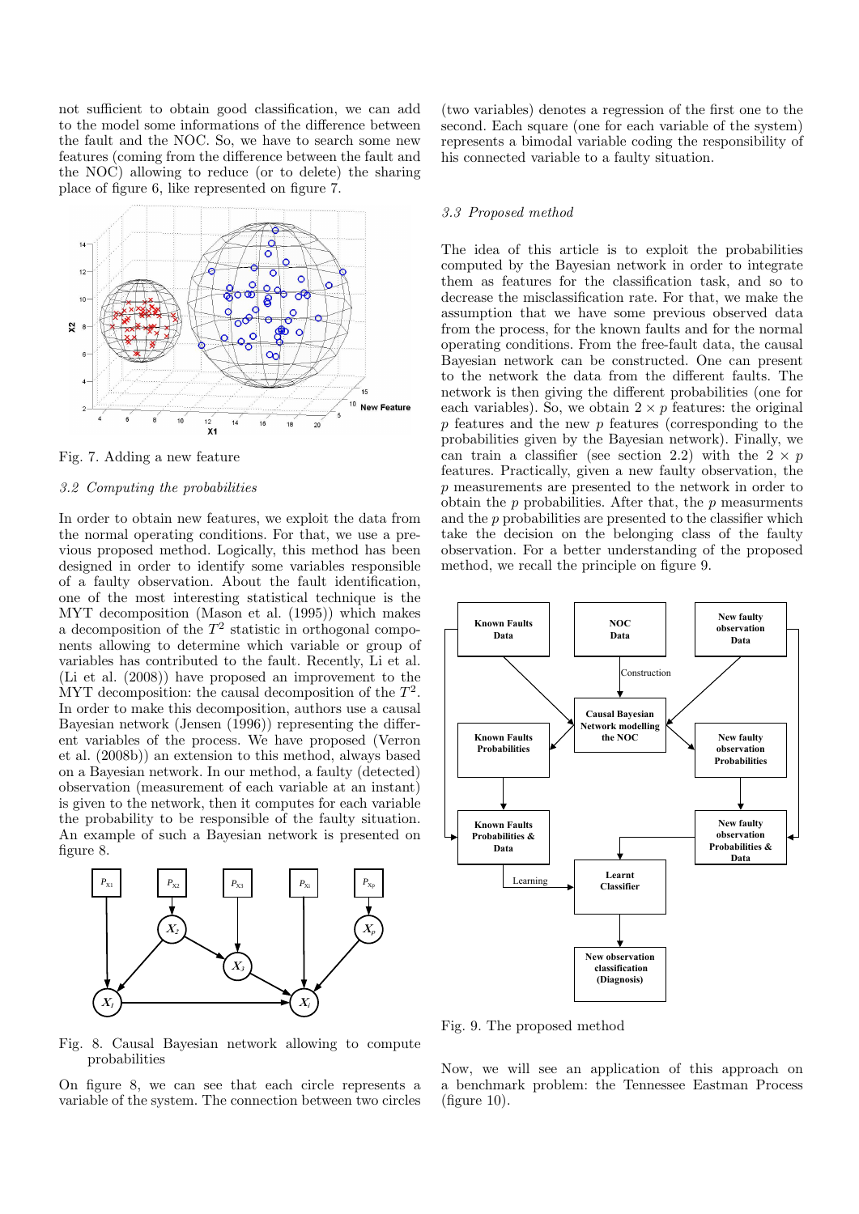not sufficient to obtain good classification, we can add to the model some informations of the difference between the fault and the NOC. So, we have to search some new features (coming from the difference between the fault and the NOC) allowing to reduce (or to delete) the sharing place of figure 6, like represented on figure 7.

Fig. 7. Adding a new feature

### 3.2 Computing the probabilities

In order to obtain new features, we exploit the data from the normal operating conditions. For that, we use a previous proposed method. Logically, this method has been designed in order to identify some variables responsible of a faulty observation. About the fault identification, one of the most interesting statistical technique is the MYT decomposition (Mason et al. (1995)) which makes a decomposition of the $T^2$ statistic in orthogonal components allowing to determine which variable or group of variables has contributed to the fault. Recently, Li et al. (Li et al. (2008)) have proposed an improvement to the MYT decomposition: the causal decomposition of the $T^2$. In order to make this decomposition, authors use a causal Bayesian network (Jensen (1996)) representing the different variables of the process. We have proposed (Verron et al. (2008b)) an extension to this method, always based on a Bayesian network. In our method, a faulty (detected) observation (measurement of each variable at an instant) is given to the network, then it computes for each variable the probability to be responsible of the faulty situation. An example of such a Bayesian network is presented on figure 8.

Fig. 8. Causal Bayesian network allowing to compute probabilities

On figure 8, we can see that each circle represents a variable of the system. The connection between two circles (two variables) denotes a regression of the first one to the second. Each square (one for each variable of the system) represents a bimodal variable coding the responsibility of his connected variable to a faulty situation.

### 3.3 Proposed method

The idea of this article is to exploit the probabilities computed by the Bayesian network in order to integrate them as features for the classification task, and so to decrease the misclassification rate. For that, we make the assumption that we have some previous observed data from the process, for the known faults and for the normal operating conditions. From the free-fault data, the causal Bayesian network can be constructed. One can present to the network the data from the different faults. The network is then giving the different probabilities (one for each variables). So, we obtain $2 \times p$ features: the original $p$ features and the new $p$ features (corresponding to the probabilities given by the Bayesian network). Finally, we can train a classifier (see section 2.2) with the $2 \times p$ features. Practically, given a new faulty observation, the $p$ measurements are presented to the network in order to obtain the $p$ probabilities. After that, the $p$ measurments and the $p$ probabilities are presented to the classifier which take the decision on the belonging class of the faulty observation. For a better understanding of the proposed method, we recall the principle on figure 9.

Fig. 9. The proposed method

Now, we will see an application of this approach on a benchmark problem: the Tennessee Eastman Process (figure 10).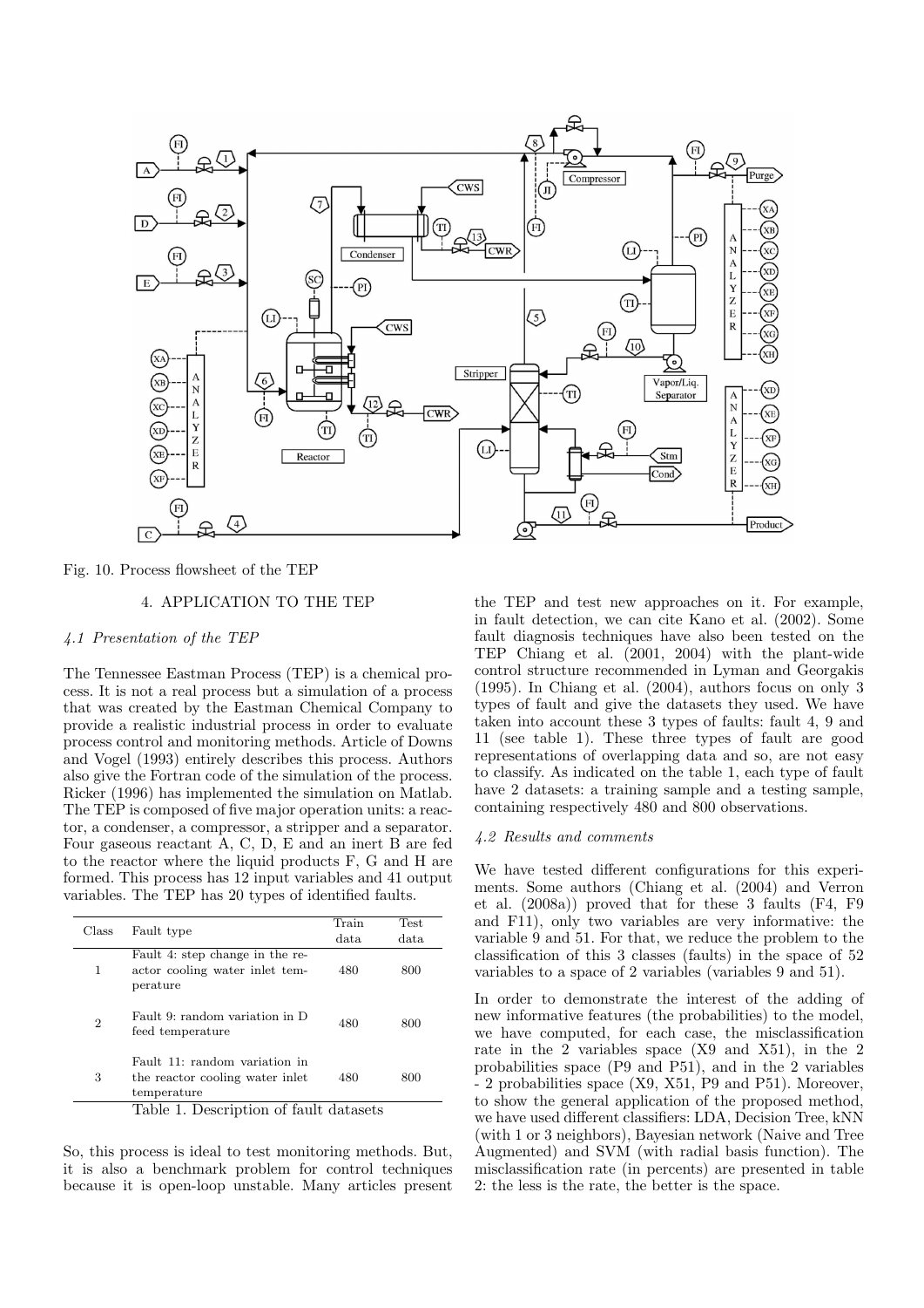Fig. 10. Process flowsheet of the TEP

## 4. APPLICATION TO THE TEP

### *4.1 Presentation of the TEP*

The Tennessee Eastman Process (TEP) is a chemical process. It is not a real process but a simulation of a process that was created by the Eastman Chemical Company to provide a realistic industrial process in order to evaluate process control and monitoring methods. Article of Downs and Vogel (1993) entirely describes this process. Authors also give the Fortran code of the simulation of the process. Ricker (1996) has implemented the simulation on Matlab. The TEP is composed of five major operation units: a reactor, a condenser, a compressor, a stripper and a separator. Four gaseous reactant A, C, D, E and an inert B are fed to the reactor where the liquid products F, G and H are formed. This process has 12 input variables and 41 output variables. The TEP has 20 types of identified faults.

| Class | Fault type | Train data | Test data |
|---|---|---|---|
| 1 | Fault 4: step change in the reactor cooling water inlet temperature | 480 | 800 |
| 2 | Fault 9: random variation in D feed temperature | 480 | 800 |
| 3 | Fault 11: random variation in the reactor cooling water inlet temperature | 480 | 800 |

Table 1. Description of fault datasets

So, this process is ideal to test monitoring methods. But, it is also a benchmark problem for control techniques because it is open-loop unstable. Many articles present the TEP and test new approaches on it. For example, in fault detection, we can cite Kano et al. (2002). Some fault diagnosis techniques have also been tested on the TEP Chiang et al. (2001, 2004) with the plant-wide control structure recommended in Lyman and Georgakis (1995). In Chiang et al. (2004), authors focus on only 3 types of fault and give the datasets they used. We have taken into account these 3 types of faults: fault 4, 9 and 11 (see table 1). These three types of fault are good representations of overlapping data and so, are not easy to classify. As indicated on the table 1, each type of fault have 2 datasets: a training sample and a testing sample, containing respectively 480 and 800 observations.

### *4.2 Results and comments*

We have tested different configurations for this experiments. Some authors (Chiang et al. (2004) and Verron et al. (2008a)) proved that for these 3 faults (F4, F9 and F11), only two variables are very informative: the variable 9 and 51. For that, we reduce the problem to the classification of this 3 classes (faults) in the space of 52 variables to a space of 2 variables (variables 9 and 51).

In order to demonstrate the interest of the adding of new informative features (the probabilities) to the model, we have computed, for each case, the misclassification rate in the 2 variables space (X9 and X51), in the 2 probabilities space (P9 and P51), and in the 2 variables - 2 probabilities space (X9, X51, P9 and P51). Moreover, to show the general application of the proposed method, we have used different classifiers: LDA, Decision Tree, kNN (with 1 or 3 neighbors), Bayesian network (Naive and Tree Augmented) and SVM (with radial basis function). The misclassification rate (in percents) are presented in table 2: the less is the rate, the better is the space.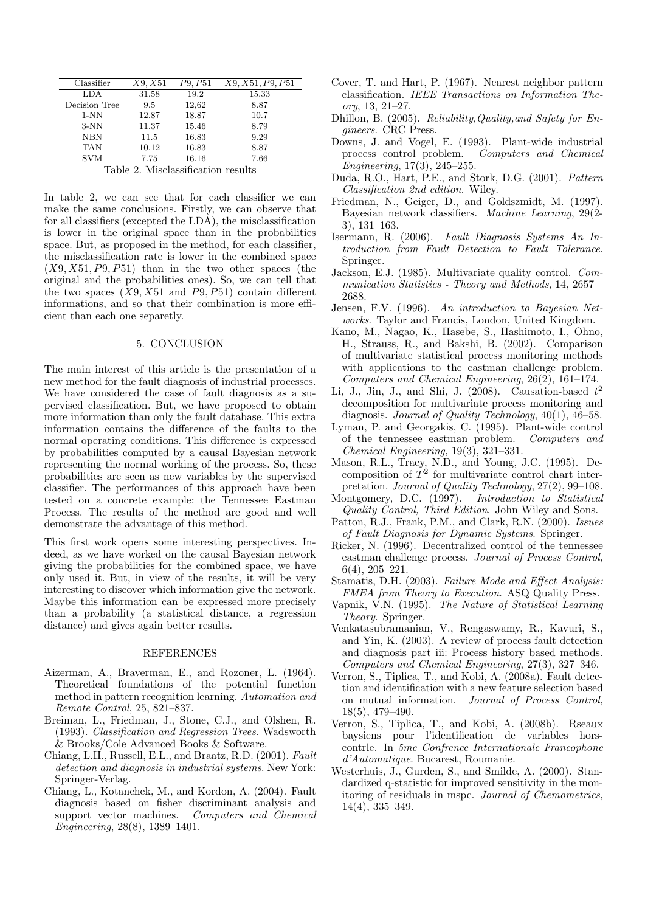| Classifier | $X9, X51$ | $P9, P51$ | $X9, X51, P9, P51$ |
|---|---|---|---|
| LDA | 31.58 | 19.2 | 15.33 |
| Decision Tree | 9.5 | 12,62 | 8.87 |
| 1-NN | 12.87 | 18.87 | 10.7 |
| 3-NN | 11.37 | 15.46 | 8.79 |
| NBN | 11.5 | 16.83 | 9.29 |
| TAN | 10.12 | 16.83 | 8.87 |
| SVM | 7.75 | 16.16 | 7.66 |

Table 2. Misclassification results

In table 2, we can see that for each classifier we can make the same conclusions. Firstly, we can observe that for all classifiers (excepted the LDA), the misclassification is lower in the original space than in the probabilities space. But, as proposed in the method, for each classifier, the misclassification rate is lower in the combined space $(X9, X51, P9, P51)$ than in the two other spaces (the original and the probabilities ones). So, we can tell that the two spaces $(X9, X51$ and $P9, P51)$ contain different informations, and so that their combination is more efficient than each one separetly.

## 5. CONCLUSION

The main interest of this article is the presentation of a new method for the fault diagnosis of industrial processes. We have considered the case of fault diagnosis as a supervised classification. But, we have proposed to obtain more information than only the fault database. This extra information contains the difference of the faults to the normal operating conditions. This difference is expressed by probabilities computed by a causal Bayesian network representing the normal working of the process. So, these probabilities are seen as new variables by the supervised classifier. The performances of this approach have been tested on a concrete example: the Tennessee Eastman Process. The results of the method are good and well demonstrate the advantage of this method.

This first work opens some interesting perspectives. Indeed, as we have worked on the causal Bayesian network giving the probabilities for the combined space, we have only used it. But, in view of the results, it will be very interesting to discover which information give the network. Maybe this information can be expressed more precisely than a probability (a statistical distance, a regression distance) and gives again better results.

## REFERENCES

Aizerman, A., Braverman, E., and Rozoner, L. (1964). Theoretical foundations of the potential function method in pattern recognition learning. *Automation and Remote Control*, 25, 821–837.

Breiman, L., Friedman, J., Stone, C.J., and Olshen, R. (1993). *Classification and Regression Trees*. Wadsworth & Brooks/Cole Advanced Books & Software.

Chiang, L.H., Russell, E.L., and Braatz, R.D. (2001). *Fault detection and diagnosis in industrial systems*. New York: Springer-Verlag.

Chiang, L., Kotanchek, M., and Kordon, A. (2004). Fault diagnosis based on fisher discriminant analysis and support vector machines. *Computers and Chemical Engineering*, 28(8), 1389–1401.

Cover, T. and Hart, P. (1967). Nearest neighbor pattern classification. *IEEE Transactions on Information Theory*, 13, 21–27.

Dhillon, B. (2005). *Reliability,Quality,and Safety for Engineers*. CRC Press.

Downs, J. and Vogel, E. (1993). Plant-wide industrial process control problem. *Computers and Chemical Engineering*, 17(3), 245–255.

Duda, R.O., Hart, P.E., and Stork, D.G. (2001). *Pattern Classification 2nd edition*. Wiley.

Friedman, N., Geiger, D., and Goldszmidt, M. (1997). Bayesian network classifiers. *Machine Learning*, 29(2-3), 131–163.

Isermann, R. (2006). *Fault Diagnosis Systems An Introduction from Fault Detection to Fault Tolerance*. Springer.

Jackson, E.J. (1985). Multivariate quality control. *Communication Statistics - Theory and Methods*, 14, 2657 – 2688.

Jensen, F.V. (1996). *An introduction to Bayesian Networks*. Taylor and Francis, London, United Kingdom.

Kano, M., Nagao, K., Hasebe, S., Hashimoto, I., Ohno, H., Strauss, R., and Bakshi, B. (2002). Comparison of multivariate statistical process monitoring methods with applications to the eastman challenge problem. *Computers and Chemical Engineering*, 26(2), 161–174.

Li, J., Jin, J., and Shi, J. (2008). Causation-based $t^2$ decomposition for multivariate process monitoring and diagnosis. *Journal of Quality Technology*, 40(1), 46–58.

Lyman, P. and Georgakis, C. (1995). Plant-wide control of the tennessee eastman problem. *Computers and Chemical Engineering*, 19(3), 321–331.

Mason, R.L., Tracy, N.D., and Young, J.C. (1995). Decomposition of $T^2$ for multivariate control chart interpretation. *Journal of Quality Technology*, 27(2), 99–108.

Montgomery, D.C. (1997). *Introduction to Statistical Quality Control, Third Edition*. John Wiley and Sons.

Patton, R.J., Frank, P.M., and Clark, R.N. (2000). *Issues of Fault Diagnosis for Dynamic Systems*. Springer.

Ricker, N. (1996). Decentralized control of the tennessee eastman challenge process. *Journal of Process Control*, 6(4), 205–221.

Stamatis, D.H. (2003). *Failure Mode and Effect Analysis: FMEA from Theory to Execution*. ASQ Quality Press.

Vapnik, V.N. (1995). *The Nature of Statistical Learning Theory*. Springer.

Venkatasubramanian, V., Rengaswamy, R., Kavuri, S., and Yin, K. (2003). A review of process fault detection and diagnosis part iii: Process history based methods. *Computers and Chemical Engineering*, 27(3), 327–346.

Verron, S., Tiplica, T., and Kobi, A. (2008a). Fault detection and identification with a new feature selection based on mutual information. *Journal of Process Control*, 18(5), 479–490.

Verron, S., Tiplica, T., and Kobi, A. (2008b). Rseaux baysiens pour l'identification de variables horscontrle. In *5me Confrence Internationale Francophone d'Automatique*. Bucarest, Roumanie.

Westerhuis, J., Gurden, S., and Smilde, A. (2000). Standardized q-statistic for improved sensitivity in the monitoring of residuals in mspc. *Journal of Chemometrics*, 14(4), 335–349.